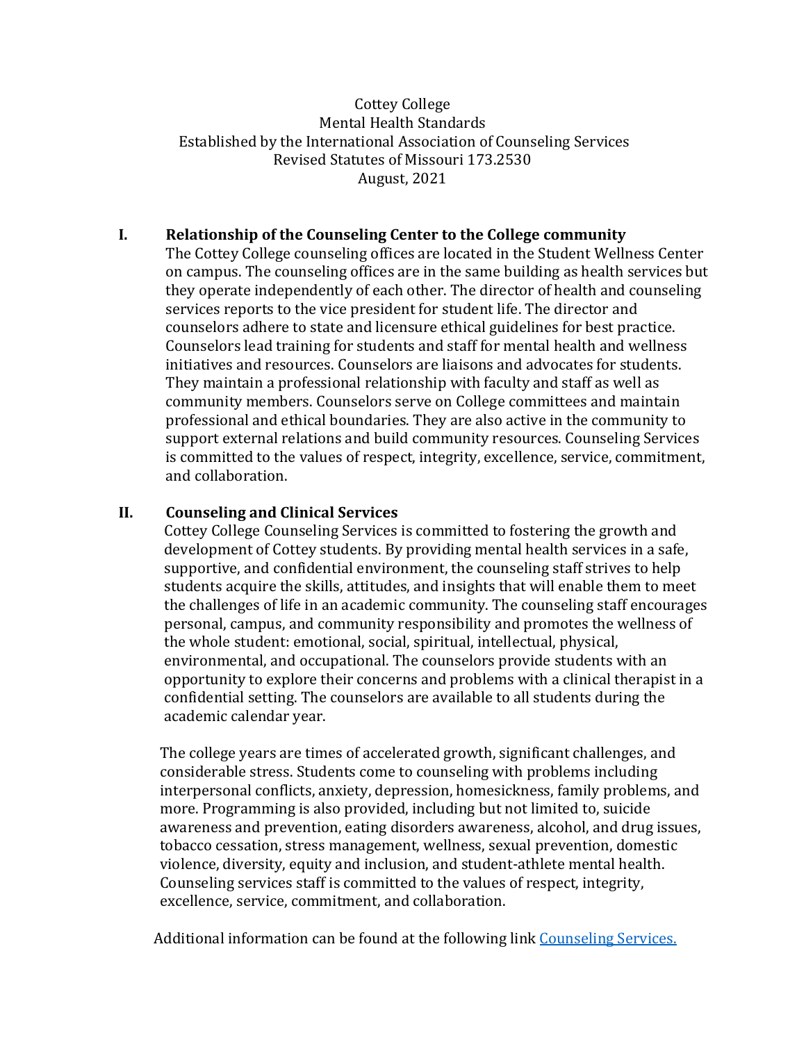Cottey College
Mental Health Standards
Established by the International Association of Counseling Services
Revised Statutes of Missouri 173.2530
August, 2021

## I. Relationship of the Counseling Center to the College community

The Cottey College counseling offices are located in the Student Wellness Center on campus. The counseling offices are in the same building as health services but they operate independently of each other. The director of health and counseling services reports to the vice president for student life. The director and counselors adhere to state and licensure ethical guidelines for best practice. Counselors lead training for students and staff for mental health and wellness initiatives and resources. Counselors are liaisons and advocates for students. They maintain a professional relationship with faculty and staff as well as community members. Counselors serve on College committees and maintain professional and ethical boundaries. They are also active in the community to support external relations and build community resources. Counseling Services is committed to the values of respect, integrity, excellence, service, commitment, and collaboration.

## II. Counseling and Clinical Services

Cottey College Counseling Services is committed to fostering the growth and development of Cottey students. By providing mental health services in a safe, supportive, and confidential environment, the counseling staff strives to help students acquire the skills, attitudes, and insights that will enable them to meet the challenges of life in an academic community. The counseling staff encourages personal, campus, and community responsibility and promotes the wellness of the whole student: emotional, social, spiritual, intellectual, physical, environmental, and occupational. The counselors provide students with an opportunity to explore their concerns and problems with a clinical therapist in a confidential setting. The counselors are available to all students during the academic calendar year.

The college years are times of accelerated growth, significant challenges, and considerable stress. Students come to counseling with problems including interpersonal conflicts, anxiety, depression, homesickness, family problems, and more. Programming is also provided, including but not limited to, suicide awareness and prevention, eating disorders awareness, alcohol, and drug issues, tobacco cessation, stress management, wellness, sexual prevention, domestic violence, diversity, equity and inclusion, and student-athlete mental health. Counseling services staff is committed to the values of respect, integrity, excellence, service, commitment, and collaboration.

Additional information can be found at the following link [Counseling Services.]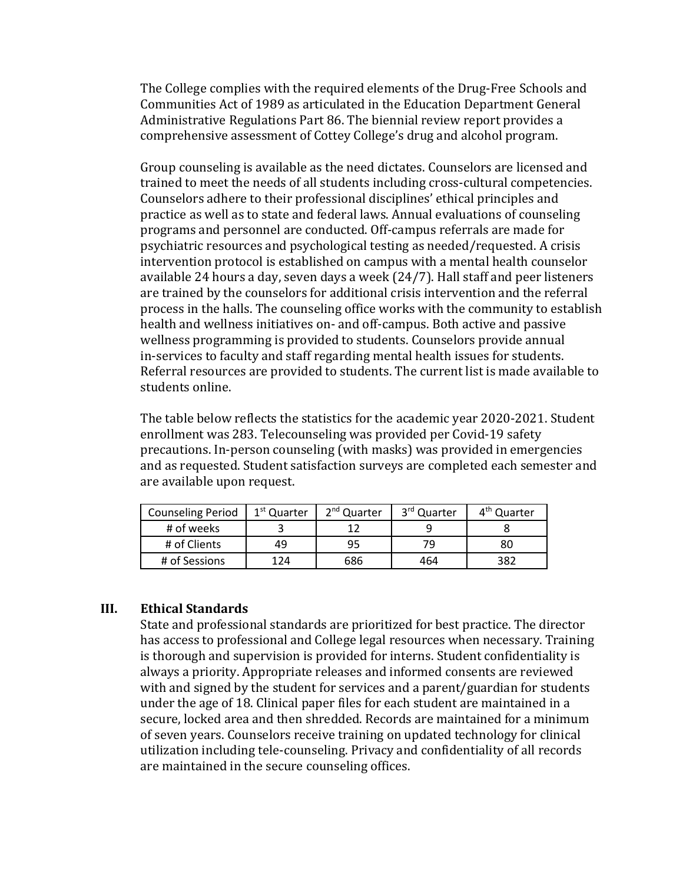The College complies with the required elements of the Drug-Free Schools and Communities Act of 1989 as articulated in the Education Department General Administrative Regulations Part 86. The biennial review report provides a comprehensive assessment of Cottey College's drug and alcohol program.

Group counseling is available as the need dictates. Counselors are licensed and trained to meet the needs of all students including cross-cultural competencies. Counselors adhere to their professional disciplines' ethical principles and practice as well as to state and federal laws. Annual evaluations of counseling programs and personnel are conducted. Off-campus referrals are made for psychiatric resources and psychological testing as needed/requested. A crisis intervention protocol is established on campus with a mental health counselor available 24 hours a day, seven days a week (24/7). Hall staff and peer listeners are trained by the counselors for additional crisis intervention and the referral process in the halls. The counseling office works with the community to establish health and wellness initiatives on- and off-campus. Both active and passive wellness programming is provided to students. Counselors provide annual in-services to faculty and staff regarding mental health issues for students. Referral resources are provided to students. The current list is made available to students online.

The table below reflects the statistics for the academic year 2020-2021. Student enrollment was 283. Telecounseling was provided per Covid-19 safety precautions. In-person counseling (with masks) was provided in emergencies and as requested. Student satisfaction surveys are completed each semester and are available upon request.

| Counseling Period | 1st Quarter | 2nd Quarter | 3rd Quarter | 4th Quarter |
|---|---|---|---|---|
| # of weeks | 3 | 12 | 9 | 8 |
| # of Clients | 49 | 95 | 79 | 80 |
| # of Sessions | 124 | 686 | 464 | 382 |

## III. Ethical Standards

State and professional standards are prioritized for best practice. The director has access to professional and College legal resources when necessary. Training is thorough and supervision is provided for interns. Student confidentiality is always a priority. Appropriate releases and informed consents are reviewed with and signed by the student for services and a parent/guardian for students under the age of 18. Clinical paper files for each student are maintained in a secure, locked area and then shredded. Records are maintained for a minimum of seven years. Counselors receive training on updated technology for clinical utilization including tele-counseling. Privacy and confidentiality of all records are maintained in the secure counseling offices.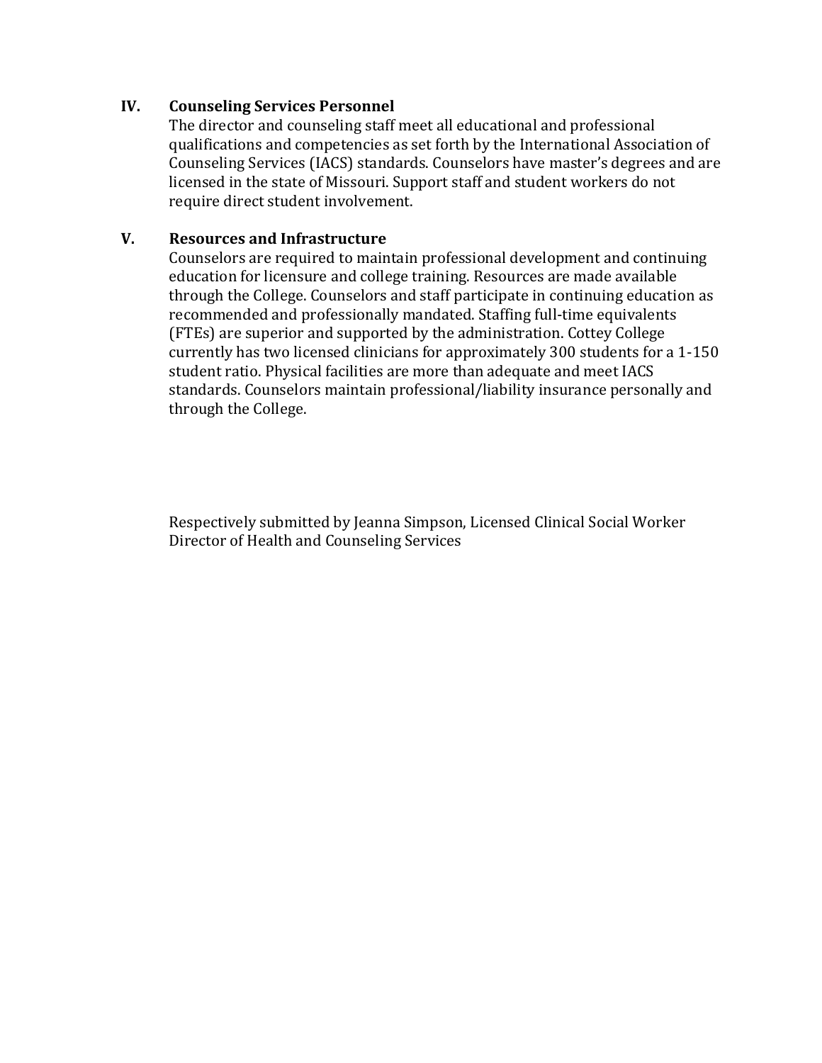## IV. Counseling Services Personnel

The director and counseling staff meet all educational and professional qualifications and competencies as set forth by the International Association of Counseling Services (IACS) standards. Counselors have master's degrees and are licensed in the state of Missouri. Support staff and student workers do not require direct student involvement.

## V. Resources and Infrastructure

Counselors are required to maintain professional development and continuing education for licensure and college training. Resources are made available through the College. Counselors and staff participate in continuing education as recommended and professionally mandated. Staffing full-time equivalents (FTEs) are superior and supported by the administration. Cottey College currently has two licensed clinicians for approximately 300 students for a 1-150 student ratio. Physical facilities are more than adequate and meet IACS standards. Counselors maintain professional/liability insurance personally and through the College.

Respectively submitted by Jeanna Simpson, Licensed Clinical Social Worker
Director of Health and Counseling Services